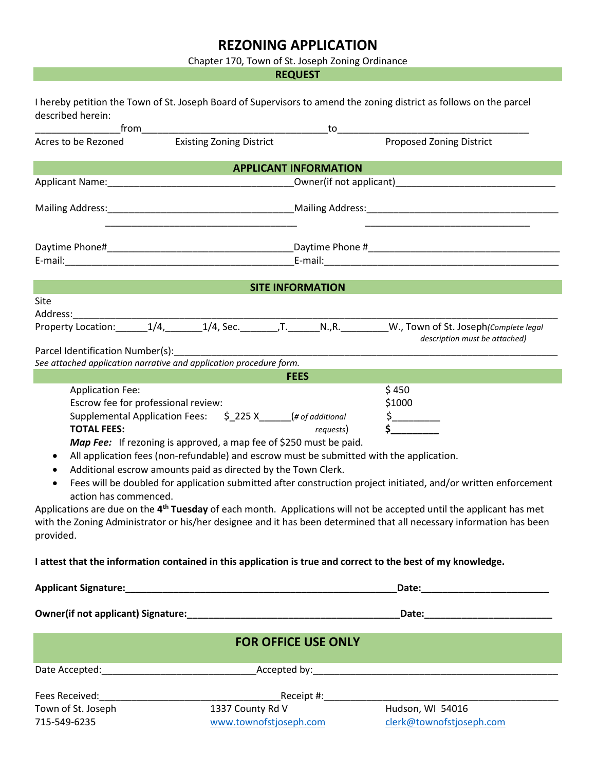# REZONING APPLICATION

Chapter 170, Town of St. Joseph Zoning Ordinance

## REQUEST

I hereby petition the Town of St. Joseph Board of Supervisors to amend the zoning district as follows on the parcel described herein:

________________from___________________________________to____________________________________

Acres to be Rezoned — Existing Zoning District — Proposed Zoning District

## APPLICANT INFORMATION

Applicant Name:___________________________________ Owner(if not applicant)_____________________________

Mailing Address:___________________________________ Mailing Address:____________________________________

____________________________________ ________________________________

Daytime Phone#___________________________________ Daytime Phone #____________________________________

E-mail:___________________________________________ E-mail:____________________________________________

## SITE INFORMATION

Site Address:______________________________________________________________________________________

Property Location:______1/4,_______1/4, Sec._______,T.______N.,R._________W., Town of St. Joseph *(Complete legal description must be attached)*

Parcel Identification Number(s):_____________________________________________________________________

*See attached application narrative and application procedure form.*

## FEES

| | |
|---|---|
| Application Fee: | $ 450 |
| Escrow fee for professional review: | $1000 |
| Supplemental Application Fees: $_225 X______(*# of additional requests*) | $_________ |
| **TOTAL FEES:** | **$_________** |

***Map Fee:*** If rezoning is approved, a map fee of $250 must be paid.

- All application fees (non-refundable) and escrow must be submitted with the application.
- Additional escrow amounts paid as directed by the Town Clerk.
- Fees will be doubled for application submitted after construction project initiated, and/or written enforcement action has commenced.

Applications are due on the **4th Tuesday** of each month. Applications will not be accepted until the applicant has met with the Zoning Administrator or his/her designee and it has been determined that all necessary information has been provided.

**I attest that the information contained in this application is true and correct to the best of my knowledge.**

**Applicant Signature:_____________________________________________________Date:________________________**

**Owner(if not applicant) Signature:________________________________________Date:________________________**

## FOR OFFICE USE ONLY

Date Accepted:____________________________ Accepted by:_____________________________________________

Fees Received:_________________________________ Receipt #:_________________________________________

Town of St. Joseph — 1337 County Rd V — Hudson, WI 54016

715-549-6235 — www.townofstjoseph.com — clerk@townofstjoseph.com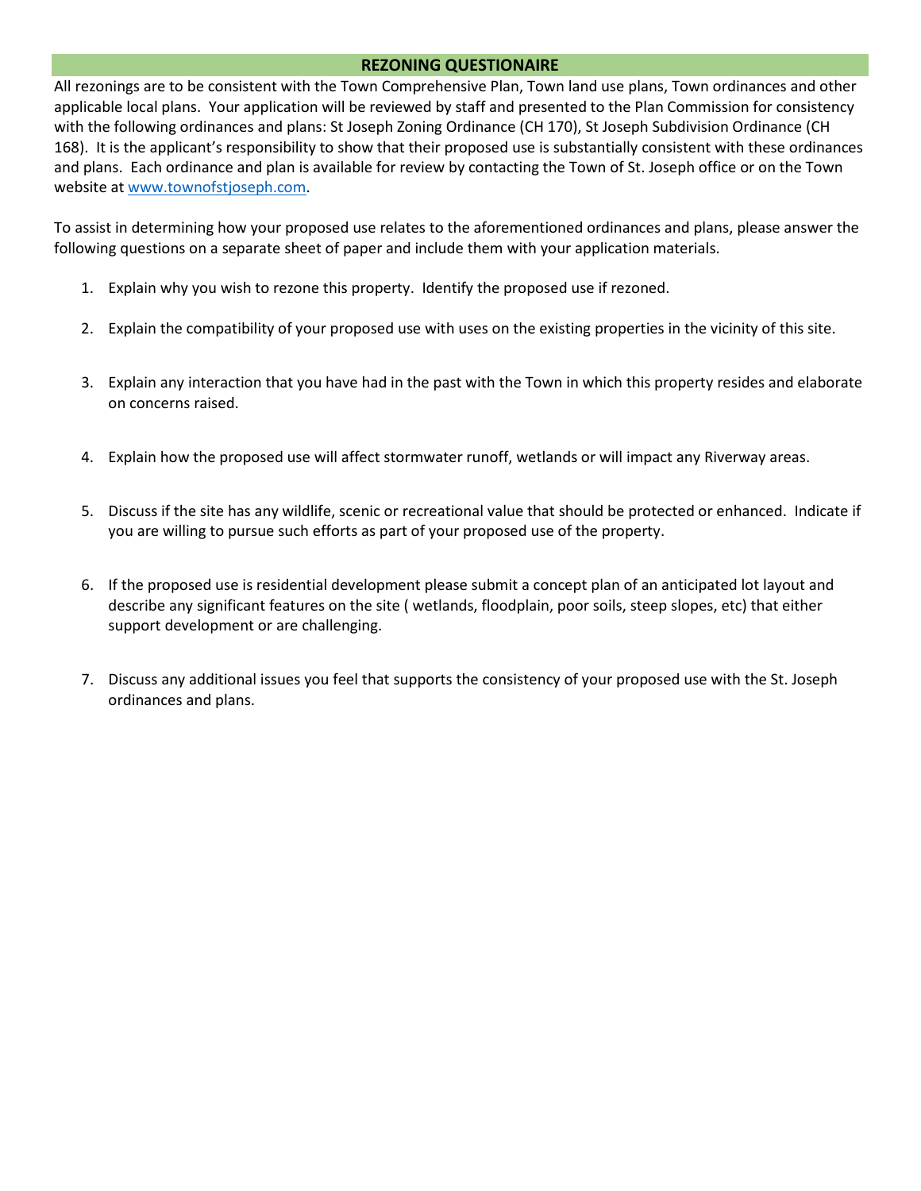## REZONING QUESTIONAIRE

All rezonings are to be consistent with the Town Comprehensive Plan, Town land use plans, Town ordinances and other applicable local plans. Your application will be reviewed by staff and presented to the Plan Commission for consistency with the following ordinances and plans: St Joseph Zoning Ordinance (CH 170), St Joseph Subdivision Ordinance (CH 168). It is the applicant's responsibility to show that their proposed use is substantially consistent with these ordinances and plans. Each ordinance and plan is available for review by contacting the Town of St. Joseph office or on the Town website at [www.townofstjoseph.com](http://www.townofstjoseph.com).

To assist in determining how your proposed use relates to the aforementioned ordinances and plans, please answer the following questions on a separate sheet of paper and include them with your application materials.

1. Explain why you wish to rezone this property. Identify the proposed use if rezoned.
2. Explain the compatibility of your proposed use with uses on the existing properties in the vicinity of this site.
3. Explain any interaction that you have had in the past with the Town in which this property resides and elaborate on concerns raised.
4. Explain how the proposed use will affect stormwater runoff, wetlands or will impact any Riverway areas.
5. Discuss if the site has any wildlife, scenic or recreational value that should be protected or enhanced. Indicate if you are willing to pursue such efforts as part of your proposed use of the property.
6. If the proposed use is residential development please submit a concept plan of an anticipated lot layout and describe any significant features on the site ( wetlands, floodplain, poor soils, steep slopes, etc) that either support development or are challenging.
7. Discuss any additional issues you feel that supports the consistency of your proposed use with the St. Joseph ordinances and plans.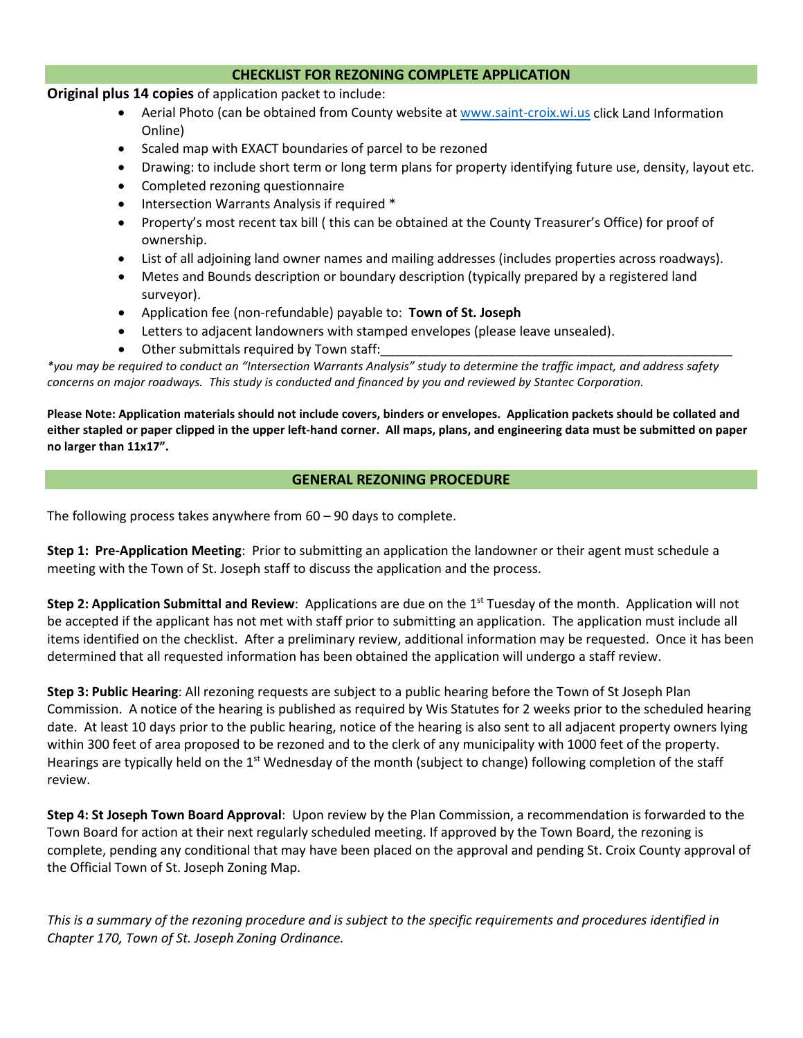## CHECKLIST FOR REZONING COMPLETE APPLICATION

**Original plus 14 copies** of application packet to include:

- Aerial Photo (can be obtained from County website at www.saint-croix.wi.us click Land Information Online)
- Scaled map with EXACT boundaries of parcel to be rezoned
- Drawing: to include short term or long term plans for property identifying future use, density, layout etc.
- Completed rezoning questionnaire
- Intersection Warrants Analysis if required *
- Property's most recent tax bill ( this can be obtained at the County Treasurer's Office) for proof of ownership.
- List of all adjoining land owner names and mailing addresses (includes properties across roadways).
- Metes and Bounds description or boundary description (typically prepared by a registered land surveyor).
- Application fee (non-refundable) payable to: **Town of St. Joseph**
- Letters to adjacent landowners with stamped envelopes (please leave unsealed).
- Other submittals required by Town staff:_______________________________________________

*\*you may be required to conduct an "Intersection Warrants Analysis" study to determine the traffic impact, and address safety concerns on major roadways. This study is conducted and financed by you and reviewed by Stantec Corporation.*

**Please Note: Application materials should not include covers, binders or envelopes. Application packets should be collated and either stapled or paper clipped in the upper left-hand corner. All maps, plans, and engineering data must be submitted on paper no larger than 11x17".**

## GENERAL REZONING PROCEDURE

The following process takes anywhere from 60 – 90 days to complete.

**Step 1: Pre-Application Meeting**: Prior to submitting an application the landowner or their agent must schedule a meeting with the Town of St. Joseph staff to discuss the application and the process.

**Step 2: Application Submittal and Review**: Applications are due on the 1st Tuesday of the month. Application will not be accepted if the applicant has not met with staff prior to submitting an application. The application must include all items identified on the checklist. After a preliminary review, additional information may be requested. Once it has been determined that all requested information has been obtained the application will undergo a staff review.

**Step 3: Public Hearing**: All rezoning requests are subject to a public hearing before the Town of St Joseph Plan Commission. A notice of the hearing is published as required by Wis Statutes for 2 weeks prior to the scheduled hearing date. At least 10 days prior to the public hearing, notice of the hearing is also sent to all adjacent property owners lying within 300 feet of area proposed to be rezoned and to the clerk of any municipality with 1000 feet of the property. Hearings are typically held on the 1st Wednesday of the month (subject to change) following completion of the staff review.

**Step 4: St Joseph Town Board Approval**: Upon review by the Plan Commission, a recommendation is forwarded to the Town Board for action at their next regularly scheduled meeting. If approved by the Town Board, the rezoning is complete, pending any conditional that may have been placed on the approval and pending St. Croix County approval of the Official Town of St. Joseph Zoning Map.

*This is a summary of the rezoning procedure and is subject to the specific requirements and procedures identified in Chapter 170, Town of St. Joseph Zoning Ordinance.*